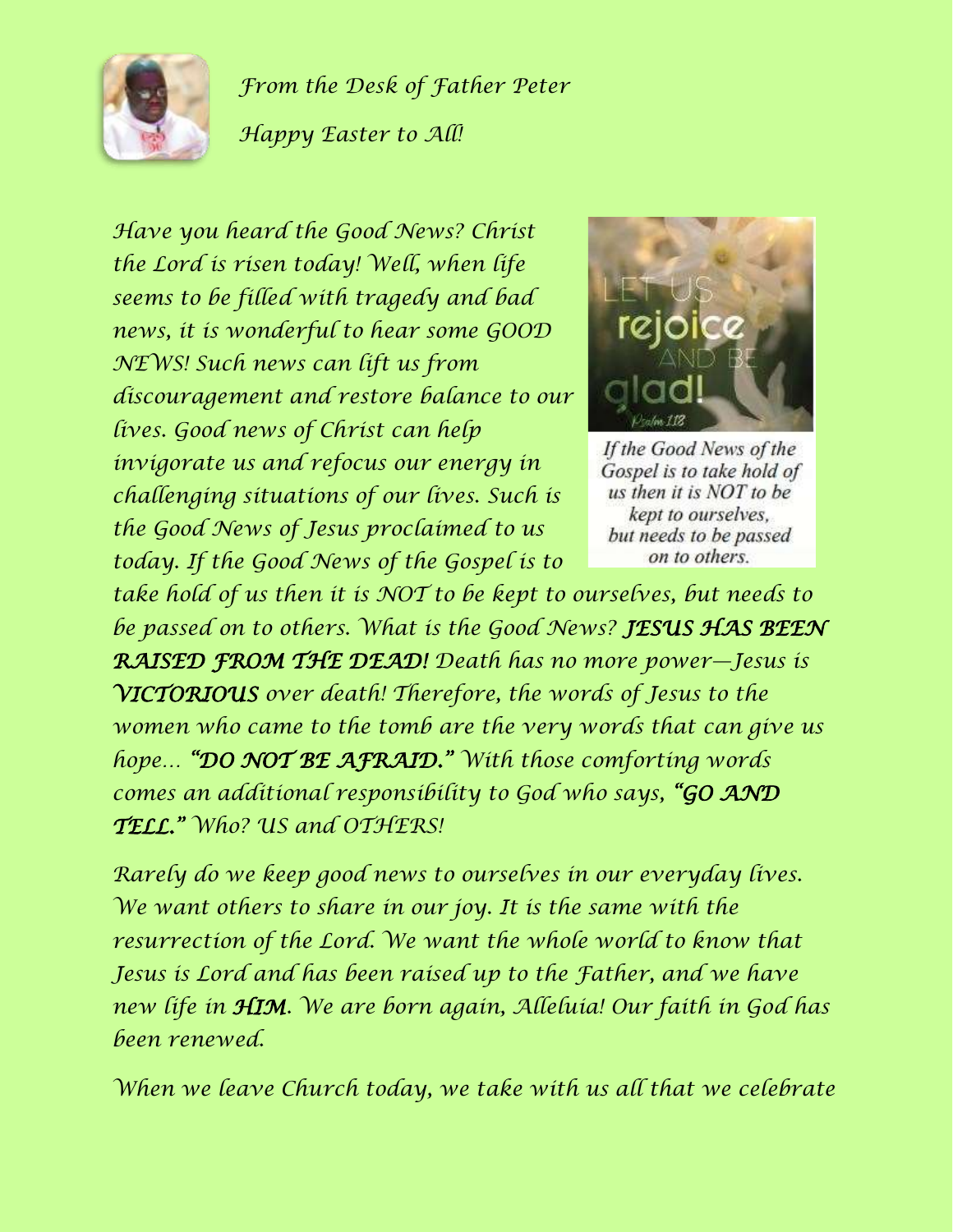*From the Desk of Father Peter*

*Happy Easter to All!*

*Have you heard the Good News? Christ the Lord is risen today! Well, when life seems to be filled with tragedy and bad news, it is wonderful to hear some GOOD NEWS! Such news can lift us from discouragement and restore balance to our lives. Good news of Christ can help invigorate us and refocus our energy in challenging situations of our lives. Such is the Good News of Jesus proclaimed to us today. If the Good News of the Gospel is to take hold of us then it is NOT to be kept to ourselves, but needs to be passed on to others. What is the Good News?* ***JESUS HAS BEEN RAISED FROM THE DEAD!*** *Death has no more power—Jesus is* ***VICTORIOUS*** *over death! Therefore, the words of Jesus to the women who came to the tomb are the very words that can give us hope…* ***"DO NOT BE AFRAID."*** *With those comforting words comes an additional responsibility to God who says,* ***"GO AND TELL."*** *Who? US and OTHERS!*

*If the Good News of the Gospel is to take hold of us then it is NOT to be kept to ourselves, but needs to be passed on to others.*

*Rarely do we keep good news to ourselves in our everyday lives. We want others to share in our joy. It is the same with the resurrection of the Lord. We want the whole world to know that Jesus is Lord and has been raised up to the Father, and we have new life in* ***HIM****. We are born again, Alleluia! Our faith in God has been renewed.*

*When we leave Church today, we take with us all that we celebrate*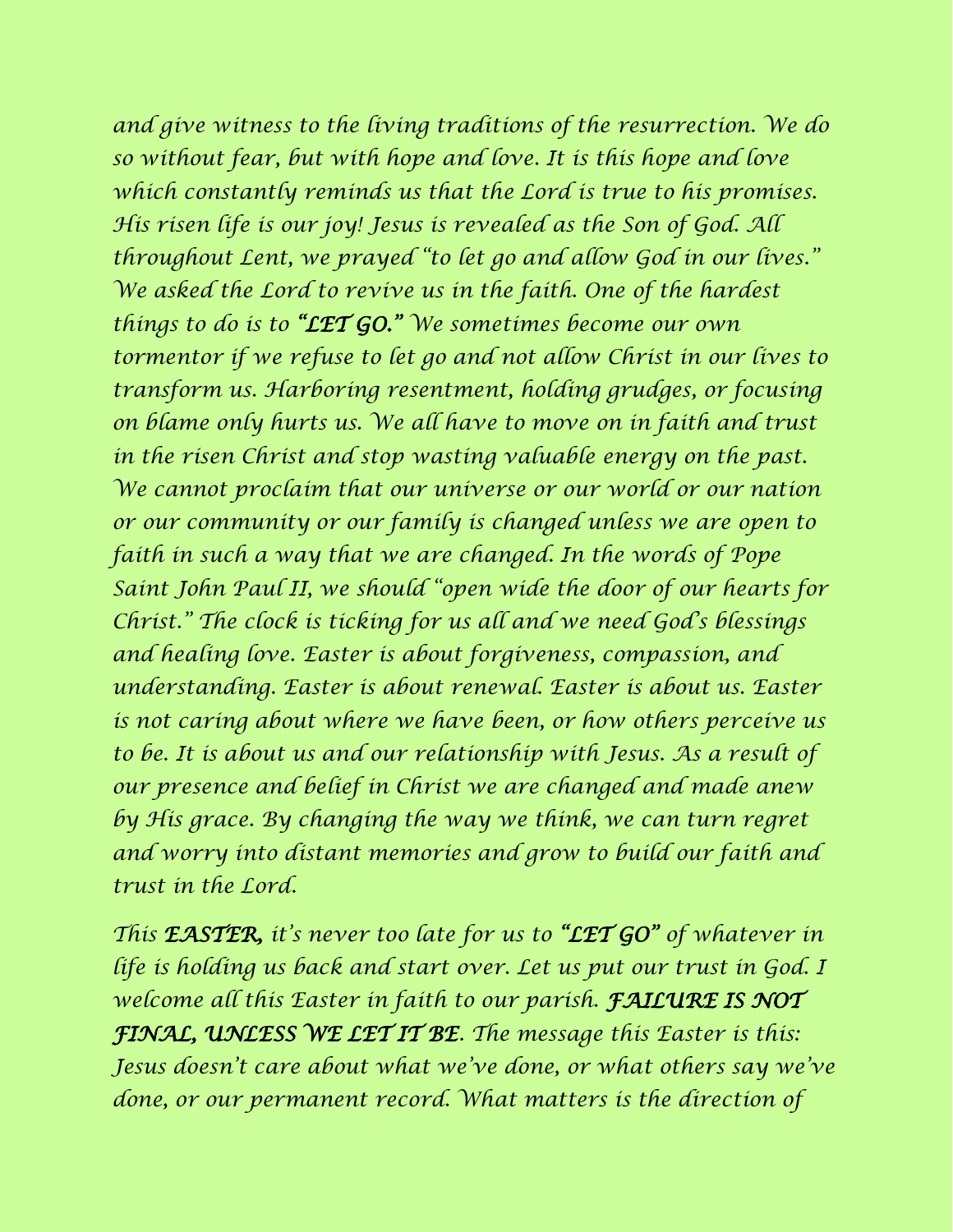and give witness to the living traditions of the resurrection. We do so without fear, but with hope and love. It is this hope and love which constantly reminds us that the Lord is true to his promises. His risen life is our joy! Jesus is revealed as the Son of God. All throughout Lent, we prayed "to let go and allow God in our lives." We asked the Lord to revive us in the faith. One of the hardest things to do is to **"LET GO."** We sometimes become our own tormentor if we refuse to let go and not allow Christ in our lives to transform us. Harboring resentment, holding grudges, or focusing on blame only hurts us. We all have to move on in faith and trust in the risen Christ and stop wasting valuable energy on the past. We cannot proclaim that our universe or our world or our nation or our community or our family is changed unless we are open to faith in such a way that we are changed. In the words of Pope Saint John Paul II, we should "open wide the door of our hearts for Christ." The clock is ticking for us all and we need God's blessings and healing love. Easter is about forgiveness, compassion, and understanding. Easter is about renewal. Easter is about us. Easter is not caring about where we have been, or how others perceive us to be. It is about us and our relationship with Jesus. As a result of our presence and belief in Christ we are changed and made anew by His grace. By changing the way we think, we can turn regret and worry into distant memories and grow to build our faith and trust in the Lord.

This **EASTER,** it's never too late for us to **"LET GO"** of whatever in life is holding us back and start over. Let us put our trust in God. I welcome all this Easter in faith to our parish. **FAILURE IS NOT FINAL, UNLESS WE LET IT BE**. The message this Easter is this: Jesus doesn't care about what we've done, or what others say we've done, or our permanent record. What matters is the direction of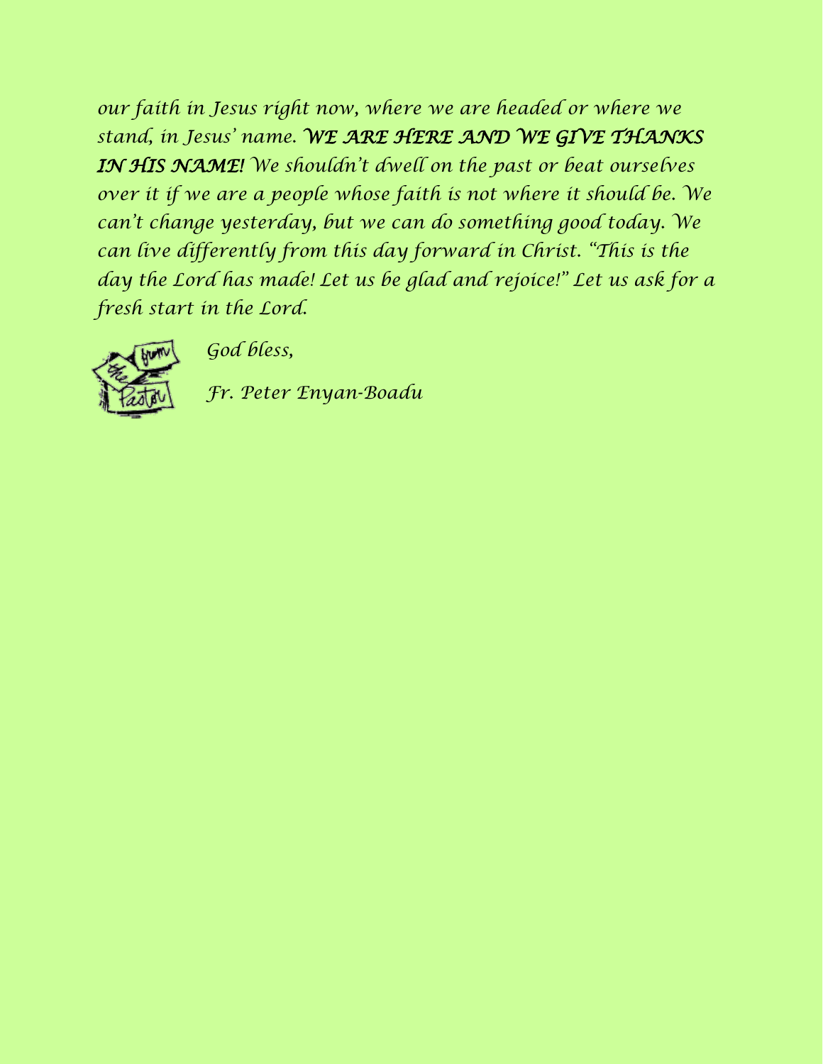*our faith in Jesus right now, where we are headed or where we stand, in Jesus' name.* ***WE ARE HERE AND WE GIVE THANKS IN HIS NAME!*** *We shouldn't dwell on the past or beat ourselves over it if we are a people whose faith is not where it should be. We can't change yesterday, but we can do something good today. We can live differently from this day forward in Christ. "This is the day the Lord has made! Let us be glad and rejoice!" Let us ask for a fresh start in the Lord.*

*God bless,*

*Fr. Peter Enyan-Boadu*